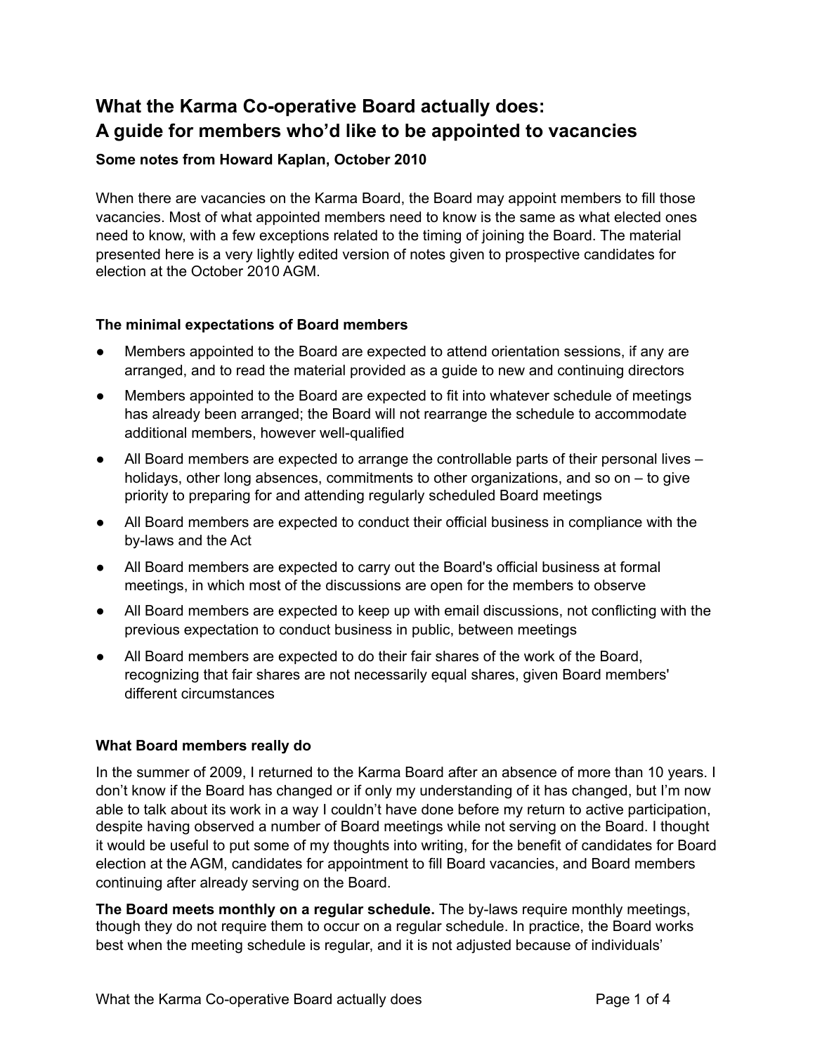# What the Karma Co-operative Board actually does: A guide for members who'd like to be appointed to vacancies

**Some notes from Howard Kaplan, October 2010**

When there are vacancies on the Karma Board, the Board may appoint members to fill those vacancies. Most of what appointed members need to know is the same as what elected ones need to know, with a few exceptions related to the timing of joining the Board. The material presented here is a very lightly edited version of notes given to prospective candidates for election at the October 2010 AGM.

### The minimal expectations of Board members

- Members appointed to the Board are expected to attend orientation sessions, if any are arranged, and to read the material provided as a guide to new and continuing directors
- Members appointed to the Board are expected to fit into whatever schedule of meetings has already been arranged; the Board will not rearrange the schedule to accommodate additional members, however well-qualified
- All Board members are expected to arrange the controllable parts of their personal lives – holidays, other long absences, commitments to other organizations, and so on – to give priority to preparing for and attending regularly scheduled Board meetings
- All Board members are expected to conduct their official business in compliance with the by-laws and the Act
- All Board members are expected to carry out the Board's official business at formal meetings, in which most of the discussions are open for the members to observe
- All Board members are expected to keep up with email discussions, not conflicting with the previous expectation to conduct business in public, between meetings
- All Board members are expected to do their fair shares of the work of the Board, recognizing that fair shares are not necessarily equal shares, given Board members' different circumstances

### What Board members really do

In the summer of 2009, I returned to the Karma Board after an absence of more than 10 years. I don't know if the Board has changed or if only my understanding of it has changed, but I'm now able to talk about its work in a way I couldn't have done before my return to active participation, despite having observed a number of Board meetings while not serving on the Board. I thought it would be useful to put some of my thoughts into writing, for the benefit of candidates for Board election at the AGM, candidates for appointment to fill Board vacancies, and Board members continuing after already serving on the Board.

**The Board meets monthly on a regular schedule.** The by-laws require monthly meetings, though they do not require them to occur on a regular schedule. In practice, the Board works best when the meeting schedule is regular, and it is not adjusted because of individuals'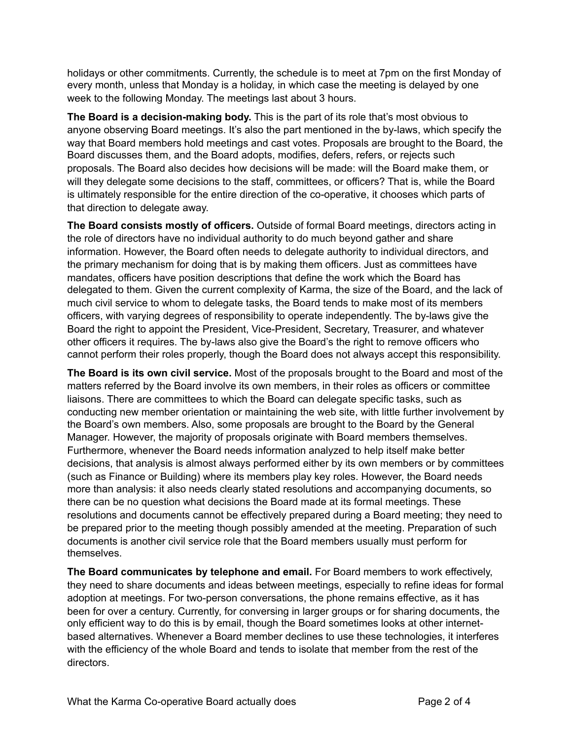holidays or other commitments. Currently, the schedule is to meet at 7pm on the first Monday of every month, unless that Monday is a holiday, in which case the meeting is delayed by one week to the following Monday. The meetings last about 3 hours.

**The Board is a decision-making body.** This is the part of its role that's most obvious to anyone observing Board meetings. It's also the part mentioned in the by-laws, which specify the way that Board members hold meetings and cast votes. Proposals are brought to the Board, the Board discusses them, and the Board adopts, modifies, defers, refers, or rejects such proposals. The Board also decides how decisions will be made: will the Board make them, or will they delegate some decisions to the staff, committees, or officers? That is, while the Board is ultimately responsible for the entire direction of the co-operative, it chooses which parts of that direction to delegate away.

**The Board consists mostly of officers.** Outside of formal Board meetings, directors acting in the role of directors have no individual authority to do much beyond gather and share information. However, the Board often needs to delegate authority to individual directors, and the primary mechanism for doing that is by making them officers. Just as committees have mandates, officers have position descriptions that define the work which the Board has delegated to them. Given the current complexity of Karma, the size of the Board, and the lack of much civil service to whom to delegate tasks, the Board tends to make most of its members officers, with varying degrees of responsibility to operate independently. The by-laws give the Board the right to appoint the President, Vice-President, Secretary, Treasurer, and whatever other officers it requires. The by-laws also give the Board's the right to remove officers who cannot perform their roles properly, though the Board does not always accept this responsibility.

**The Board is its own civil service.** Most of the proposals brought to the Board and most of the matters referred by the Board involve its own members, in their roles as officers or committee liaisons. There are committees to which the Board can delegate specific tasks, such as conducting new member orientation or maintaining the web site, with little further involvement by the Board's own members. Also, some proposals are brought to the Board by the General Manager. However, the majority of proposals originate with Board members themselves. Furthermore, whenever the Board needs information analyzed to help itself make better decisions, that analysis is almost always performed either by its own members or by committees (such as Finance or Building) where its members play key roles. However, the Board needs more than analysis: it also needs clearly stated resolutions and accompanying documents, so there can be no question what decisions the Board made at its formal meetings. These resolutions and documents cannot be effectively prepared during a Board meeting; they need to be prepared prior to the meeting though possibly amended at the meeting. Preparation of such documents is another civil service role that the Board members usually must perform for themselves.

**The Board communicates by telephone and email.** For Board members to work effectively, they need to share documents and ideas between meetings, especially to refine ideas for formal adoption at meetings. For two-person conversations, the phone remains effective, as it has been for over a century. Currently, for conversing in larger groups or for sharing documents, the only efficient way to do this is by email, though the Board sometimes looks at other internet-based alternatives. Whenever a Board member declines to use these technologies, it interferes with the efficiency of the whole Board and tends to isolate that member from the rest of the directors.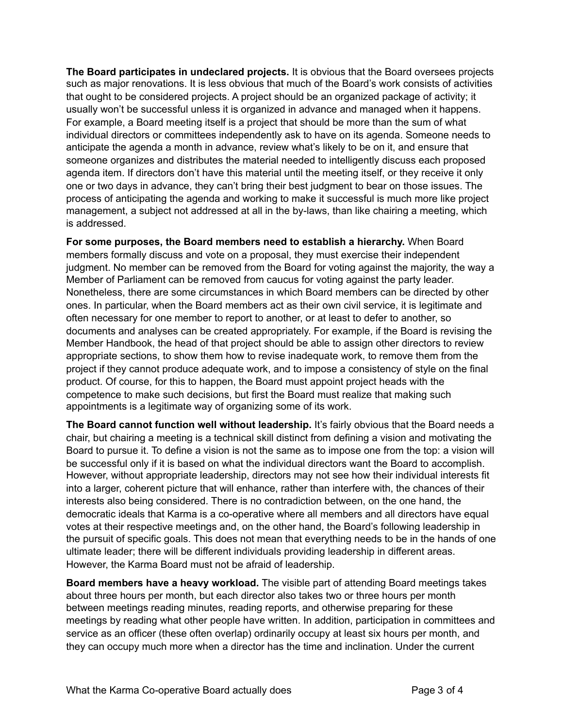**The Board participates in undeclared projects.** It is obvious that the Board oversees projects such as major renovations. It is less obvious that much of the Board's work consists of activities that ought to be considered projects. A project should be an organized package of activity; it usually won't be successful unless it is organized in advance and managed when it happens. For example, a Board meeting itself is a project that should be more than the sum of what individual directors or committees independently ask to have on its agenda. Someone needs to anticipate the agenda a month in advance, review what's likely to be on it, and ensure that someone organizes and distributes the material needed to intelligently discuss each proposed agenda item. If directors don't have this material until the meeting itself, or they receive it only one or two days in advance, they can't bring their best judgment to bear on those issues. The process of anticipating the agenda and working to make it successful is much more like project management, a subject not addressed at all in the by-laws, than like chairing a meeting, which is addressed.

**For some purposes, the Board members need to establish a hierarchy.** When Board members formally discuss and vote on a proposal, they must exercise their independent judgment. No member can be removed from the Board for voting against the majority, the way a Member of Parliament can be removed from caucus for voting against the party leader. Nonetheless, there are some circumstances in which Board members can be directed by other ones. In particular, when the Board members act as their own civil service, it is legitimate and often necessary for one member to report to another, or at least to defer to another, so documents and analyses can be created appropriately. For example, if the Board is revising the Member Handbook, the head of that project should be able to assign other directors to review appropriate sections, to show them how to revise inadequate work, to remove them from the project if they cannot produce adequate work, and to impose a consistency of style on the final product. Of course, for this to happen, the Board must appoint project heads with the competence to make such decisions, but first the Board must realize that making such appointments is a legitimate way of organizing some of its work.

**The Board cannot function well without leadership.** It's fairly obvious that the Board needs a chair, but chairing a meeting is a technical skill distinct from defining a vision and motivating the Board to pursue it. To define a vision is not the same as to impose one from the top: a vision will be successful only if it is based on what the individual directors want the Board to accomplish. However, without appropriate leadership, directors may not see how their individual interests fit into a larger, coherent picture that will enhance, rather than interfere with, the chances of their interests also being considered. There is no contradiction between, on the one hand, the democratic ideals that Karma is a co-operative where all members and all directors have equal votes at their respective meetings and, on the other hand, the Board's following leadership in the pursuit of specific goals. This does not mean that everything needs to be in the hands of one ultimate leader; there will be different individuals providing leadership in different areas. However, the Karma Board must not be afraid of leadership.

**Board members have a heavy workload.** The visible part of attending Board meetings takes about three hours per month, but each director also takes two or three hours per month between meetings reading minutes, reading reports, and otherwise preparing for these meetings by reading what other people have written. In addition, participation in committees and service as an officer (these often overlap) ordinarily occupy at least six hours per month, and they can occupy much more when a director has the time and inclination. Under the current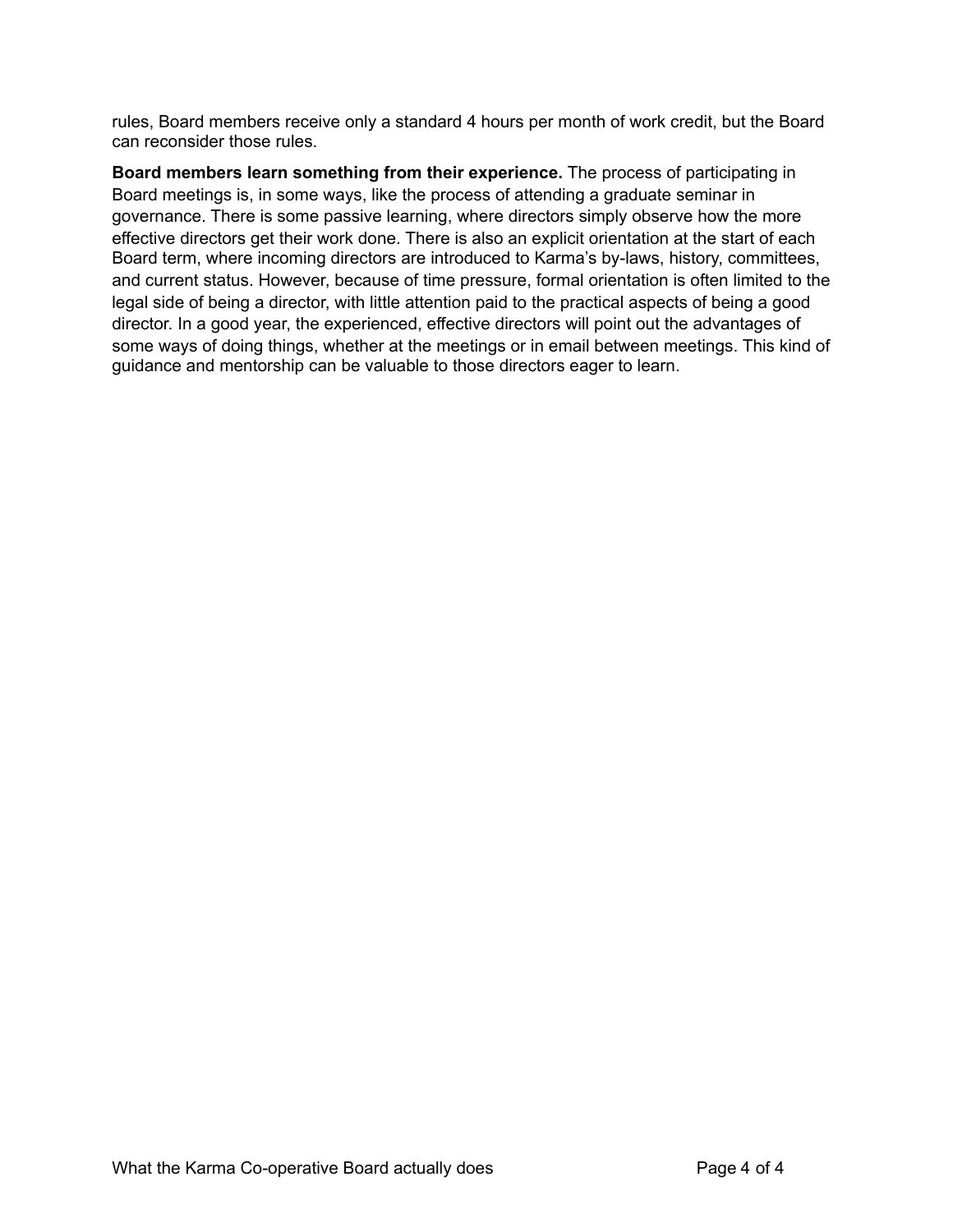rules, Board members receive only a standard 4 hours per month of work credit, but the Board can reconsider those rules.

**Board members learn something from their experience.** The process of participating in Board meetings is, in some ways, like the process of attending a graduate seminar in governance. There is some passive learning, where directors simply observe how the more effective directors get their work done. There is also an explicit orientation at the start of each Board term, where incoming directors are introduced to Karma's by-laws, history, committees, and current status. However, because of time pressure, formal orientation is often limited to the legal side of being a director, with little attention paid to the practical aspects of being a good director. In a good year, the experienced, effective directors will point out the advantages of some ways of doing things, whether at the meetings or in email between meetings. This kind of guidance and mentorship can be valuable to those directors eager to learn.